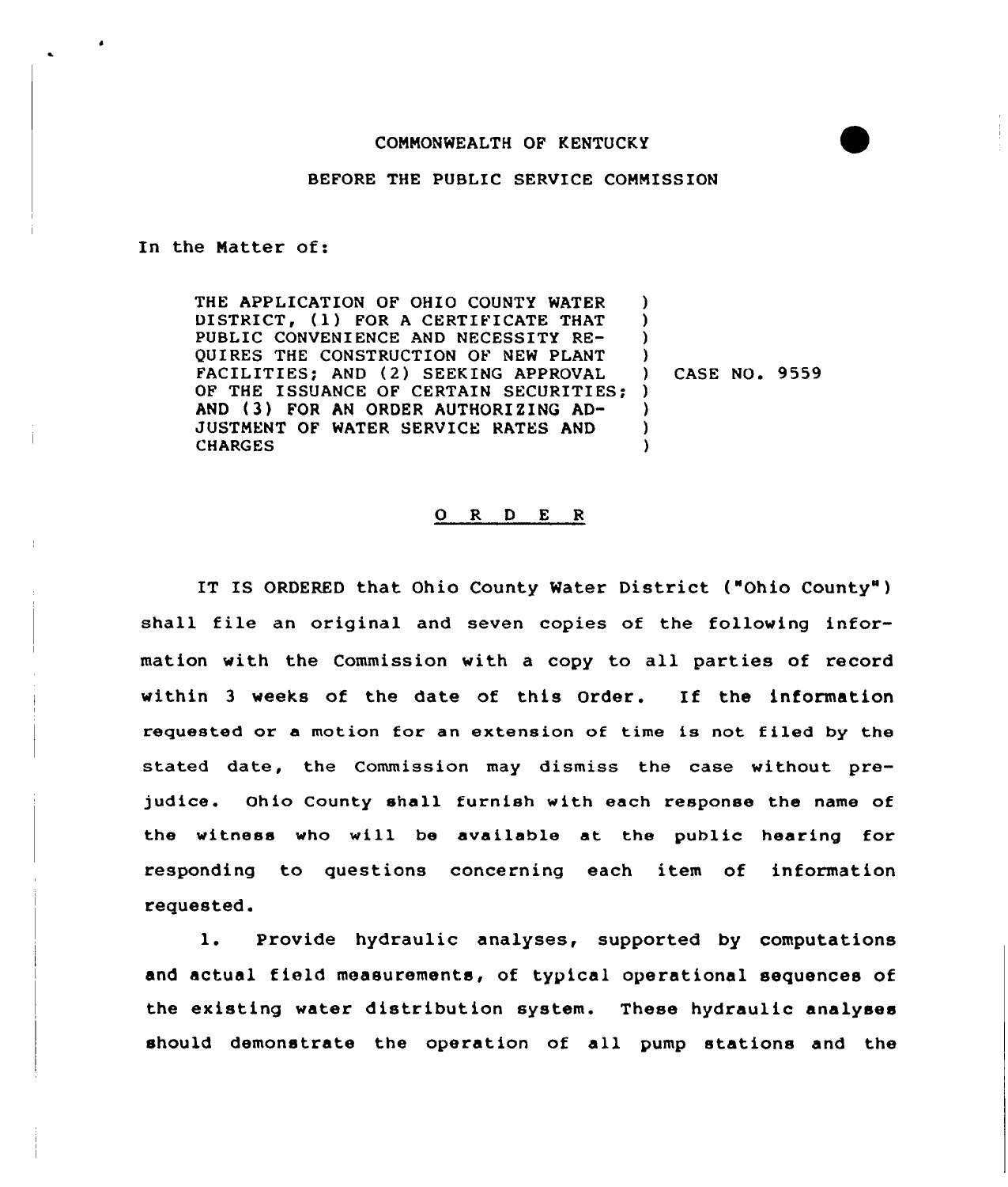COMMONWEALTH OF KENTUCKY

BEFORE THE PUBLIC SERVICE COMMISSION

In the Matter of:

| | | |
|---|---|---|
| THE APPLICATION OF OHIO COUNTY WATER DISTRICT, (1) FOR A CERTIFICATE THAT PUBLIC CONVENIENCE AND NECESSITY REQUIRES THE CONSTRUCTION OF NEW PLANT FACILITIES; AND (2) SEEKING APPROVAL OF THE ISSUANCE OF CERTAIN SECURITIES; AND (3) FOR AN ORDER AUTHORIZING ADJUSTMENT OF WATER SERVICE RATES AND CHARGES | ) | CASE NO. 9559 |

## O R D E R

IT IS ORDERED that Ohio County Water District ("Ohio County") shall file an original and seven copies of the following information with the Commission with a copy to all parties of record within 3 weeks of the date of this Order. If the information requested or a motion for an extension of time is not filed by the stated date, the Commission may dismiss the case without prejudice. Ohio County shall furnish with each response the name of the witness who will be available at the public hearing for responding to questions concerning each item of information requested.

1. Provide hydraulic analyses, supported by computations and actual field measurements, of typical operational sequences of the existing water distribution system. These hydraulic analyses should demonstrate the operation of all pump stations and the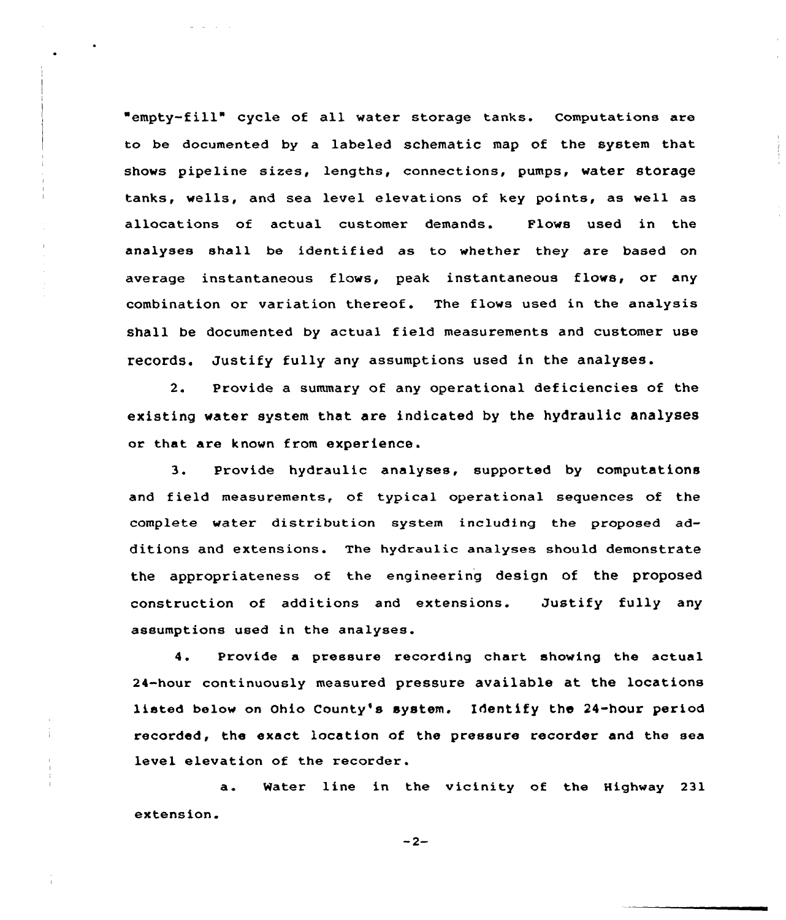"empty-fill" cycle of all water storage tanks. Computations are to be documented by a labeled schematic map of the system that shows pipeline sizes, lengths, connections, pumps, water storage tanks, wells, and sea level elevations of key points, as well as allocations of actual customer demands. Flows used in the analyses shall be identified as to whether they are based on average instantaneous flows, peak instantaneous flows, or any combination or variation thereof. The flows used in the analysis shall be documented by actual field measurements and customer use records. Justify fully any assumptions used in the analyses.

2. Provide a summary of any operational deficiencies of the existing water system that are indicated by the hydraulic analyses or that are known from experience.

3. Provide hydraulic analyses, supported by computations and field measurements, of typical operational sequences of the complete water distribution system including the proposed additions and extensions. The hydraulic analyses should demonstrate the appropriateness of the engineering design of the proposed construction of additions and extensions. Justify fully any assumptions used in the analyses.

4. Provide a pressure recording chart showing the actual 24-hour continuously measured pressure available at the locations listed below on Ohio County's system. Identify the 24-hour period recorded, the exact location of the pressure recorder and the sea level elevation of the recorder.

   a. Water line in the vicinity of the Highway 231 extension.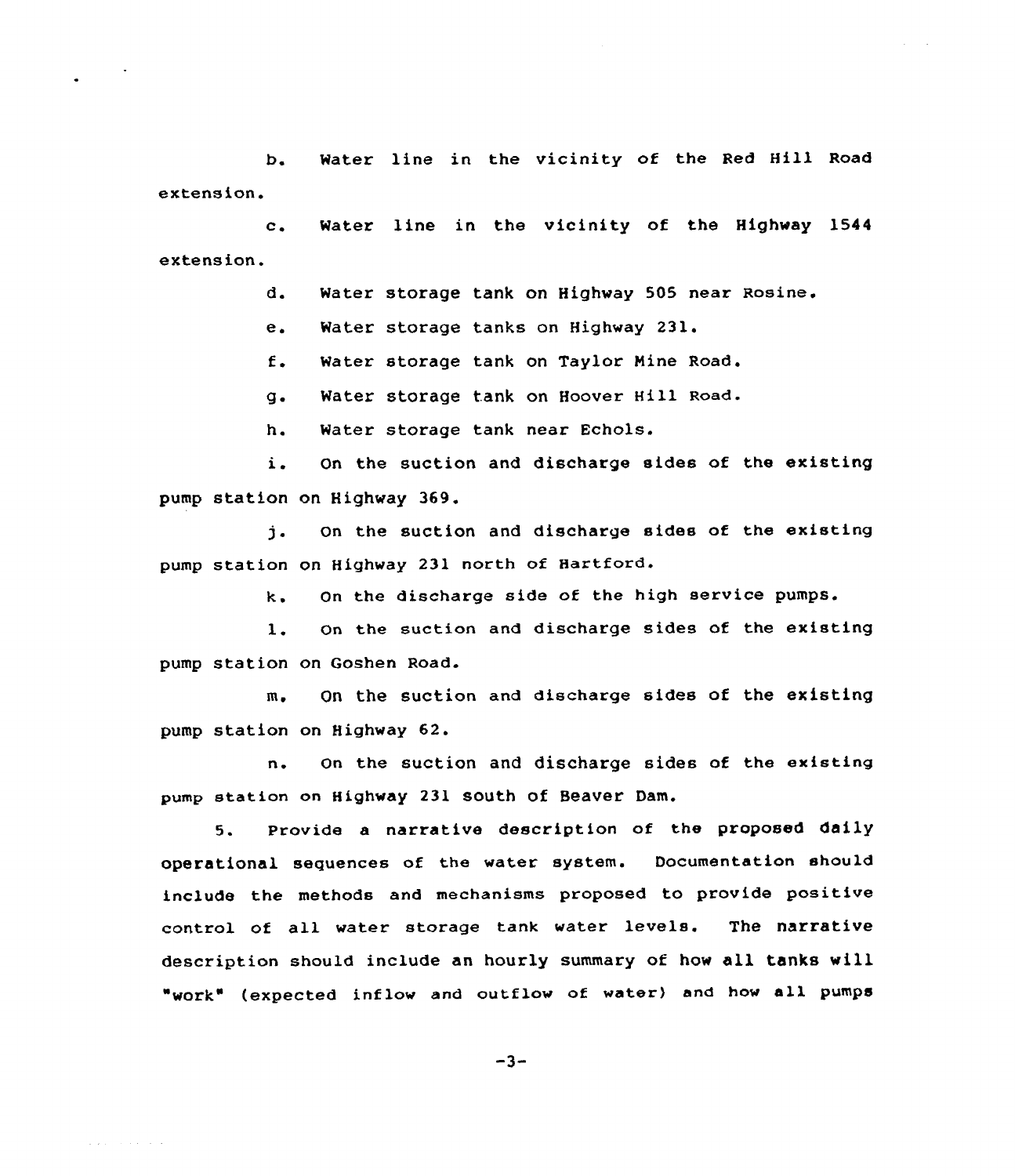b. Water line in the vicinity of the Red Hill Road extension.

c. Water line in the vicinity of the Highway 1544 extension.

d. Water storage tank on Highway 505 near Rosine.

e. Water storage tanks on Highway 231.

f. Water storage tank on Taylor Mine Road.

g. Water storage tank on Hoover Hill Road.

h. Water storage tank near Echols.

i. On the suction and discharge sides of the existing pump station on Highway 369.

j. On the suction and discharge sides of the existing pump station on Highway 231 north of Hartford.

k. On the discharge side of the high service pumps.

l. On the suction and discharge sides of the existing pump station on Goshen Road.

m. On the suction and discharge sides of the existing pump station on Highway 62.

n. On the suction and discharge sides of the existing pump station on Highway 231 south of Beaver Dam.

5. Provide a narrative description of the proposed daily operational sequences of the water system. Documentation should include the methods and mechanisms proposed to provide positive control of all water storage tank water levels. The narrative description should include an hourly summary of how all tanks will "work" (expected inflow and outflow of water) and how all pumps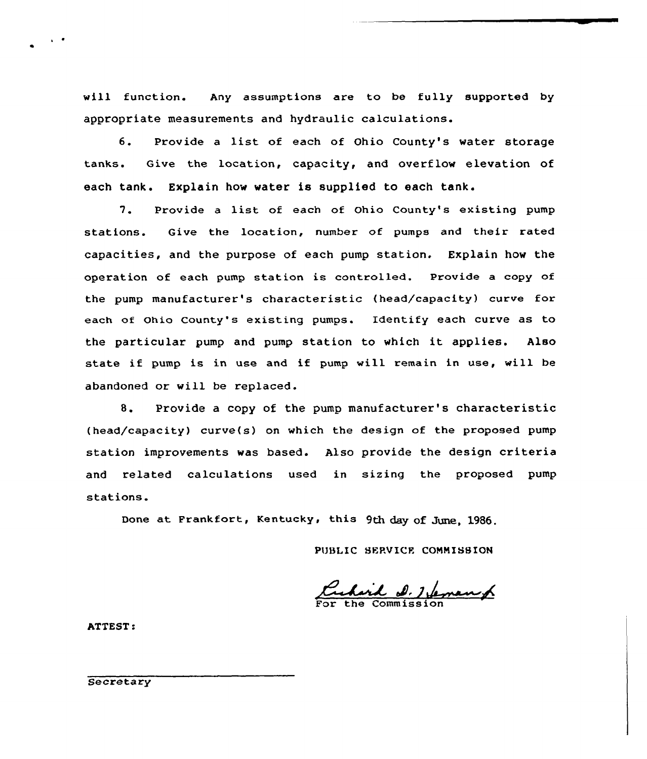will function. Any assumptions are to be fully supported by appropriate measurements and hydraulic calculations.

6. Provide a list of each of Ohio County's water storage tanks. Give the location, capacity, and overflow elevation of each tank. Explain how water is supplied to each tank.

7. Provide a list of each of Ohio County's existing pump stations. Give the location, number of pumps and their rated capacities, and the purpose of each pump station. Explain how the operation of each pump station is controlled. Provide a copy of the pump manufacturer's characteristic (head/capacity) curve for each of Ohio County's existing pumps. Identify each curve as to the particular pump and pump station to which it applies. Also state if pump is in use and if pump will remain in use, will be abandoned or will be replaced.

8. Provide a copy of the pump manufacturer's characteristic (head/capacity) curve(s) on which the design of the proposed pump station improvements was based. Also provide the design criteria and related calculations used in sizing the proposed pump stations.

Done at Frankfort, Kentucky, this 9th day of June, 1986.

PUBLIC SERVICE COMMISSION

Richard D. Heman Jr.
For the Commission

ATTEST:

Secretary